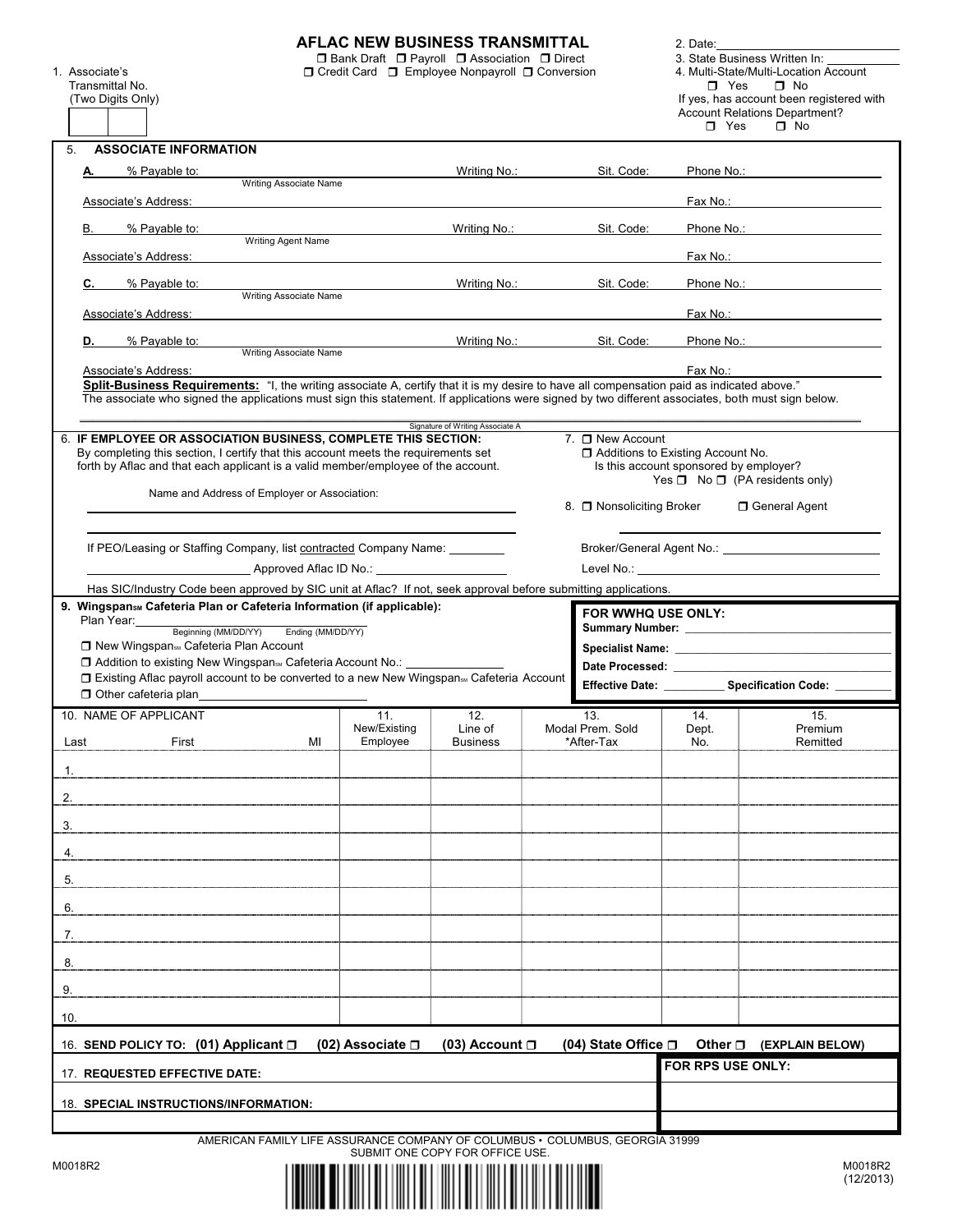# AFLAC NEW BUSINESS TRANSMITTAL

☐ Bank Draft ☐ Payroll ☐ Association ☐ Direct
☐ Credit Card ☐ Employee Nonpayroll ☐ Conversion

1. Associate's Transmittal No. (Two Digits Only)

2. Date: ____________________

3. State Business Written In: ____________

4. Multi-State/Multi-Location Account ☐ Yes ☐ No
   If yes, has account been registered with Account Relations Department? ☐ Yes ☐ No

## 5. ASSOCIATE INFORMATION

**A.** % Payable to: ____________ (Writing Associate Name) Writing No.: ________ Sit. Code: ________ Phone No.: ________
Associate's Address: ________________________ Fax No.: ________

B. % Payable to: ____________ (Writing Agent Name) Writing No.: ________ Sit. Code: ________ Phone No.: ________
Associate's Address: ________________________ Fax No.: ________

**C.** % Payable to: ____________ (Writing Associate Name) Writing No.: ________ Sit. Code: ________ Phone No.: ________
Associate's Address: ________________________ Fax No.: ________

**D.** % Payable to: ____________ (Writing Associate Name) Writing No.: ________ Sit. Code: ________ Phone No.: ________
Associate's Address: ________________________ Fax No.: ________

**Split-Business Requirements:** "I, the writing associate A, certify that it is my desire to have all compensation paid as indicated above." The associate who signed the applications must sign this statement. If applications were signed by two different associates, both must sign below.

________________________________________
Signature of Writing Associate A

**6. IF EMPLOYEE OR ASSOCIATION BUSINESS, COMPLETE THIS SECTION:**
By completing this section, I certify that this account meets the requirements set forth by Aflac and that each applicant is a valid member/employee of the account.

Name and Address of Employer or Association:
________________________________________
________________________________________

If PEO/Leasing or Staffing Company, list contracted Company Name: ________
________________ Approved Aflac ID No.: ________________

Has SIC/Industry Code been approved by SIC unit at Aflac? If not, seek approval before submitting applications.

7. ☐ New Account
☐ Additions to Existing Account No.
Is this account sponsored by employer?
Yes ☐ No ☐ (PA residents only)

8. ☐ Nonsoliciting Broker ☐ General Agent
________________________________________
Broker/General Agent No.: ________________
Level No.: ________________

**9. Wingspan℠ Cafeteria Plan or Cafeteria Information (if applicable):**
Plan Year: ________ Beginning (MM/DD/YY) ________ Ending (MM/DD/YY)
☐ New Wingspan℠ Cafeteria Plan Account
☐ Addition to existing New Wingspan℠ Cafeteria Account No.: ____________
☐ Existing Aflac payroll account to be converted to a new New Wingspan℠ Cafeteria Account
☐ Other cafeteria plan ____________________

**FOR WWHQ USE ONLY:**
**Summary Number:** ________________
**Specialist Name:** ________________
**Date Processed:** ________________
**Effective Date:** ________ **Specification Code:** ________

| 10. NAME OF APPLICANT Last First MI | 11. New/Existing Employee | 12. Line of Business | 13. Modal Prem. Sold *After-Tax | 14. Dept. No. | 15. Premium Remitted |
|---|---|---|---|---|---|
| 1. | | | | | |
| 2. | | | | | |
| 3. | | | | | |
| 4. | | | | | |
| 5. | | | | | |
| 6. | | | | | |
| 7. | | | | | |
| 8. | | | | | |
| 9. | | | | | |
| 10. | | | | | |

16. **SEND POLICY TO: (01) Applicant ☐ (02) Associate ☐ (03) Account ☐ (04) State Office ☐ Other ☐ (EXPLAIN BELOW)**

17. **REQUESTED EFFECTIVE DATE:**

18. **SPECIAL INSTRUCTIONS/INFORMATION:**

**FOR RPS USE ONLY:**

AMERICAN FAMILY LIFE ASSURANCE COMPANY OF COLUMBUS • COLUMBUS, GEORGIA 31999
SUBMIT ONE COPY FOR OFFICE USE.

M0018R2

M0018R2 (12/2013)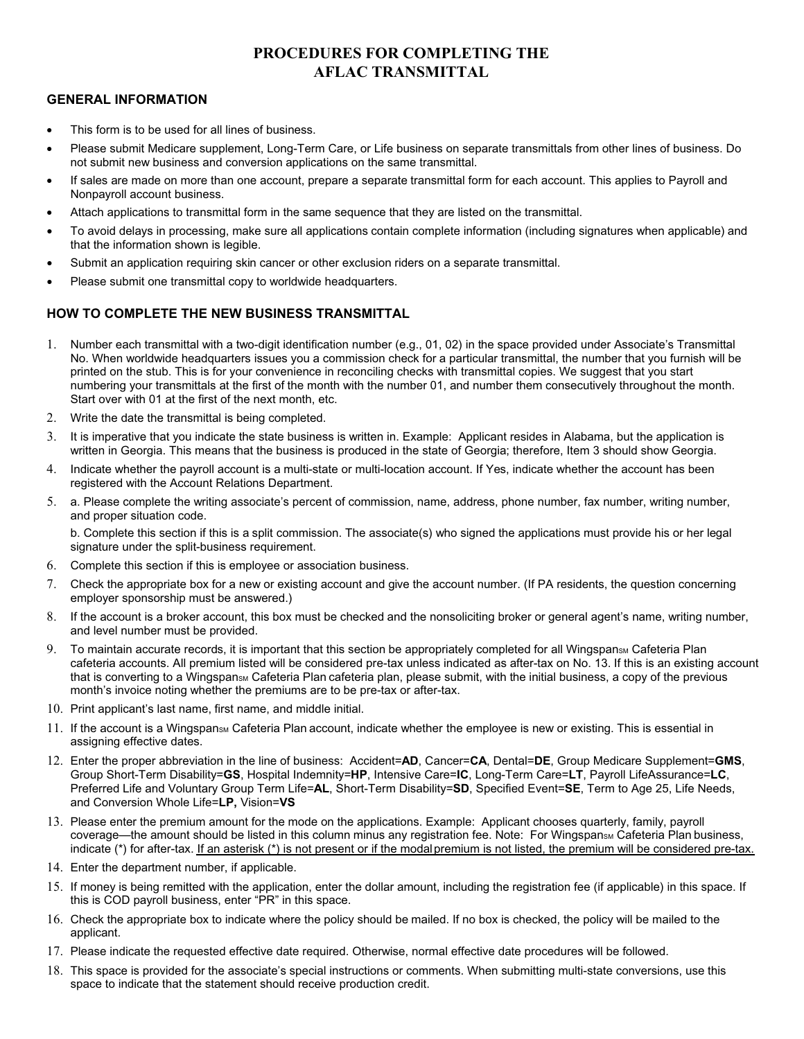# PROCEDURES FOR COMPLETING THE AFLAC TRANSMITTAL

## GENERAL INFORMATION

- This form is to be used for all lines of business.
- Please submit Medicare supplement, Long-Term Care, or Life business on separate transmittals from other lines of business. Do not submit new business and conversion applications on the same transmittal.
- If sales are made on more than one account, prepare a separate transmittal form for each account. This applies to Payroll and Nonpayroll account business.
- Attach applications to transmittal form in the same sequence that they are listed on the transmittal.
- To avoid delays in processing, make sure all applications contain complete information (including signatures when applicable) and that the information shown is legible.
- Submit an application requiring skin cancer or other exclusion riders on a separate transmittal.
- Please submit one transmittal copy to worldwide headquarters.

## HOW TO COMPLETE THE NEW BUSINESS TRANSMITTAL

1. Number each transmittal with a two-digit identification number (e.g., 01, 02) in the space provided under Associate's Transmittal No. When worldwide headquarters issues you a commission check for a particular transmittal, the number that you furnish will be printed on the stub. This is for your convenience in reconciling checks with transmittal copies. We suggest that you start numbering your transmittals at the first of the month with the number 01, and number them consecutively throughout the month. Start over with 01 at the first of the next month, etc.
2. Write the date the transmittal is being completed.
3. It is imperative that you indicate the state business is written in. Example: Applicant resides in Alabama, but the application is written in Georgia. This means that the business is produced in the state of Georgia; therefore, Item 3 should show Georgia.
4. Indicate whether the payroll account is a multi-state or multi-location account. If Yes, indicate whether the account has been registered with the Account Relations Department.
5. a. Please complete the writing associate's percent of commission, name, address, phone number, fax number, writing number, and proper situation code.

   b. Complete this section if this is a split commission. The associate(s) who signed the applications must provide his or her legal signature under the split-business requirement.
6. Complete this section if this is employee or association business.
7. Check the appropriate box for a new or existing account and give the account number. (If PA residents, the question concerning employer sponsorship must be answered.)
8. If the account is a broker account, this box must be checked and the nonsoliciting broker or general agent's name, writing number, and level number must be provided.
9. To maintain accurate records, it is important that this section be appropriately completed for all Wingspan℠ Cafeteria Plan cafeteria accounts. All premium listed will be considered pre-tax unless indicated as after-tax on No. 13. If this is an existing account that is converting to a Wingspan℠ Cafeteria Plan cafeteria plan, please submit, with the initial business, a copy of the previous month's invoice noting whether the premiums are to be pre-tax or after-tax.
10. Print applicant's last name, first name, and middle initial.
11. If the account is a Wingspan℠ Cafeteria Plan account, indicate whether the employee is new or existing. This is essential in assigning effective dates.
12. Enter the proper abbreviation in the line of business: Accident=**AD**, Cancer=**CA**, Dental=**DE**, Group Medicare Supplement=**GMS**, Group Short-Term Disability=**GS**, Hospital Indemnity=**HP**, Intensive Care=**IC**, Long-Term Care=**LT**, Payroll LifeAssurance=**LC**, Preferred Life and Voluntary Group Term Life=**AL**, Short-Term Disability=**SD**, Specified Event=**SE**, Term to Age 25, Life Needs, and Conversion Whole Life=**LP,** Vision=**VS**
13. Please enter the premium amount for the mode on the applications. Example: Applicant chooses quarterly, family, payroll coverage—the amount should be listed in this column minus any registration fee. Note: For Wingspan℠ Cafeteria Plan business, indicate (*) for after-tax. <u>If an asterisk (*) is not present or if the modal premium is not listed, the premium will be considered pre-tax.</u>
14. Enter the department number, if applicable.
15. If money is being remitted with the application, enter the dollar amount, including the registration fee (if applicable) in this space. If this is COD payroll business, enter "PR" in this space.
16. Check the appropriate box to indicate where the policy should be mailed. If no box is checked, the policy will be mailed to the applicant.
17. Please indicate the requested effective date required. Otherwise, normal effective date procedures will be followed.
18. This space is provided for the associate's special instructions or comments. When submitting multi-state conversions, use this space to indicate that the statement should receive production credit.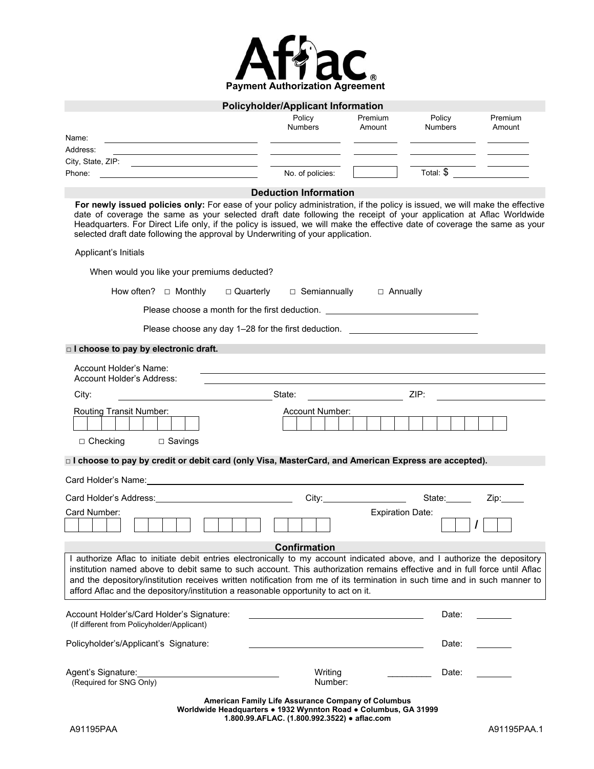# Aflac®

## Payment Authorization Agreement

### Policyholder/Applicant Information

| | | Policy Numbers | Premium Amount | Policy Numbers | Premium Amount |
|---|---|---|---|---|---|
| Name: | | | | | |
| Address: | | | | | |
| City, State, ZIP: | | | | | |
| Phone: | | No. of policies: | | Total: $ | |

### Deduction Information

**For newly issued policies only:** For ease of your policy administration, if the policy is issued, we will make the effective date of coverage the same as your selected draft date following the receipt of your application at Aflac Worldwide Headquarters. For Direct Life only, if the policy is issued, we will make the effective date of coverage the same as your selected draft date following the approval by Underwriting of your application.

Applicant's Initials

When would you like your premiums deducted?

How often? □ Monthly □ Quarterly □ Semiannually □ Annually

Please choose a month for the first deduction. ____________________

Please choose any day 1–28 for the first deduction. ____________________

### □ I choose to pay by electronic draft.

Account Holder's Name: ____________________

Account Holder's Address: ____________________

City: ____________________ State: ____________________ ZIP: ____________________

Routing Transit Number: ____________________ Account Number: ____________________

□ Checking □ Savings

### □ I choose to pay by credit or debit card (only Visa, MasterCard, and American Express are accepted).

Card Holder's Name: ____________________

Card Holder's Address: ____________________ City: ____________ State: ______ Zip: ______

Card Number: ____________________ Expiration Date: ____ / ____

### Confirmation

I authorize Aflac to initiate debit entries electronically to my account indicated above, and I authorize the depository institution named above to debit same to such account. This authorization remains effective and in full force until Aflac and the depository/institution receives written notification from me of its termination in such time and in such manner to afford Aflac and the depository/institution a reasonable opportunity to act on it.

Account Holder's/Card Holder's Signature: ____________________ Date: ________
(If different from Policyholder/Applicant)

Policyholder's/Applicant's Signature: ____________________ Date: ________

Agent's Signature: ____________________ Writing Number: _________ Date: ________
(Required for SNG Only)

**American Family Life Assurance Company of Columbus**
**Worldwide Headquarters ● 1932 Wynnton Road ● Columbus, GA 31999**
**1.800.99.AFLAC. (1.800.992.3522) ● aflac.com**

A91195PAA A91195PAA.1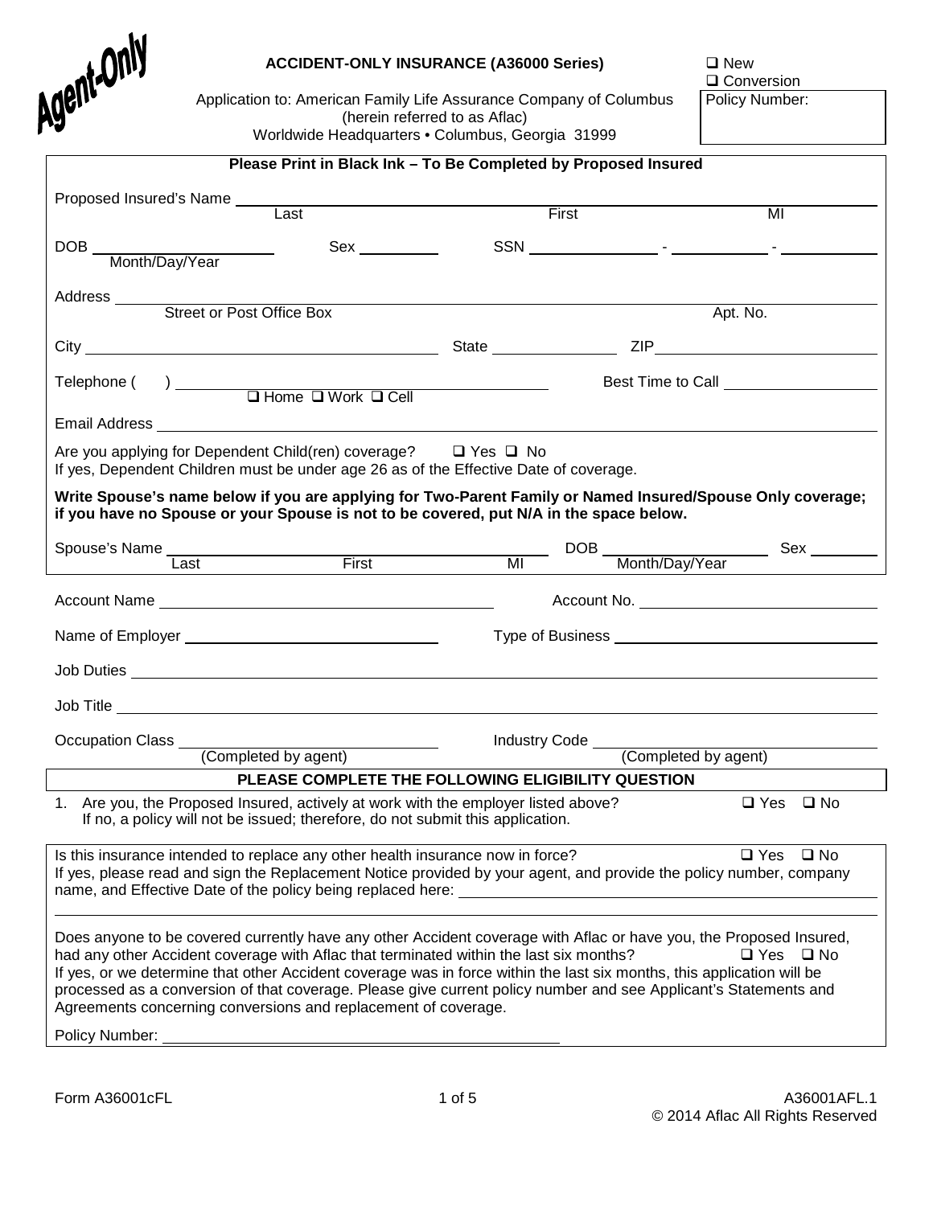Agent-Only

**ACCIDENT-ONLY INSURANCE (A36000 Series)**

Application to: American Family Life Assurance Company of Columbus (herein referred to as Aflac)
Worldwide Headquarters • Columbus, Georgia 31999

❑ New
❑ Conversion

Policy Number:

**Please Print in Black Ink – To Be Completed by Proposed Insured**

Proposed Insured's Name ____________ Last ____________ First ____________ MI

DOB ____________ Month/Day/Year Sex ____________ SSN ________ - ________ - ________

Address ____________ Street or Post Office Box ____________ Apt. No.

City ____________ State ____________ ZIP ____________

Telephone ( ) ____________ ❑ Home ❑ Work ❑ Cell Best Time to Call ____________

Email Address ____________

Are you applying for Dependent Child(ren) coverage? ❑ Yes ❑ No
If yes, Dependent Children must be under age 26 as of the Effective Date of coverage.

**Write Spouse's name below if you are applying for Two-Parent Family or Named Insured/Spouse Only coverage; if you have no Spouse or your Spouse is not to be covered, put N/A in the space below.**

Spouse's Name ____________ Last ____________ First ____________ MI DOB ____________ Month/Day/Year Sex ____________

Account Name ____________ Account No. ____________

Name of Employer ____________ Type of Business ____________

Job Duties ____________

Job Title ____________

Occupation Class ____________ (Completed by agent) Industry Code ____________ (Completed by agent)

**PLEASE COMPLETE THE FOLLOWING ELIGIBILITY QUESTION**

1. Are you, the Proposed Insured, actively at work with the employer listed above? ❑ Yes ❑ No
   If no, a policy will not be issued; therefore, do not submit this application.

Is this insurance intended to replace any other health insurance now in force? ❑ Yes ❑ No
If yes, please read and sign the Replacement Notice provided by your agent, and provide the policy number, company name, and Effective Date of the policy being replaced here: ____________

Does anyone to be covered currently have any other Accident coverage with Aflac or have you, the Proposed Insured, had any other Accident coverage with Aflac that terminated within the last six months? ❑ Yes ❑ No
If yes, or we determine that other Accident coverage was in force within the last six months, this application will be processed as a conversion of that coverage. Please give current policy number and see Applicant's Statements and Agreements concerning conversions and replacement of coverage.

Policy Number: ____________

Form A36001cFL A36001AFL.1
© 2014 Aflac All Rights Reserved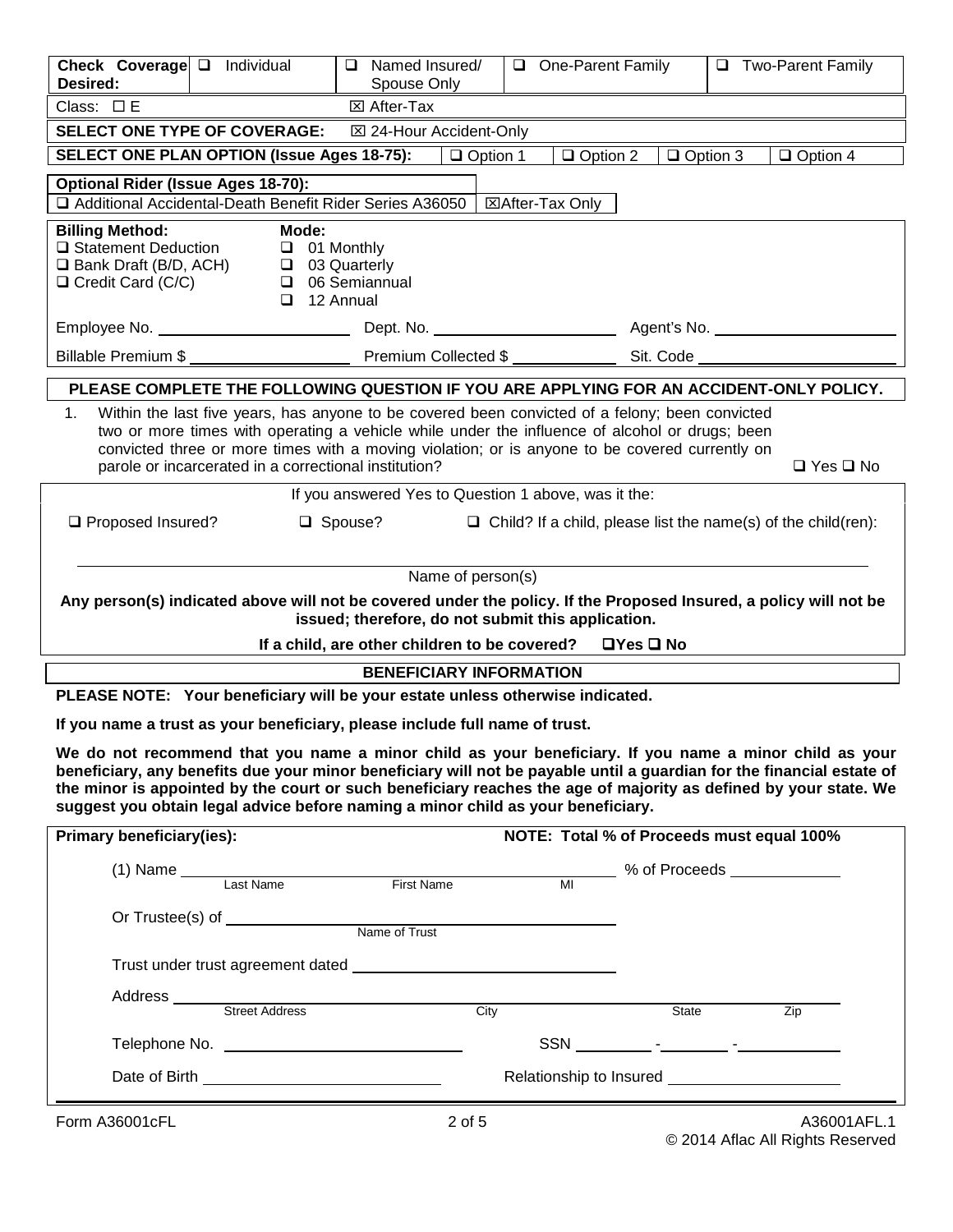| **Check Coverage Desired:** | ❑ Individual | ❑ Named Insured/ Spouse Only | ❑ One-Parent Family | ❑ Two-Parent Family |
|---|---|---|---|---|

Class: ☐ E ☒ After-Tax

**SELECT ONE TYPE OF COVERAGE:** ☒ 24-Hour Accident-Only

**SELECT ONE PLAN OPTION (Issue Ages 18-75):** ❑ Option 1 ❑ Option 2 ❑ Option 3 ❑ Option 4

**Optional Rider (Issue Ages 18-70):**
❑ Additional Accidental-Death Benefit Rider Series A36050 ☒After-Tax Only

| **Billing Method:** | **Mode:** |
|---|---|
| ❑ Statement Deduction | ❑ 01 Monthly |
| ❑ Bank Draft (B/D, ACH) | ❑ 03 Quarterly |
| ❑ Credit Card (C/C) | ❑ 06 Semiannual |
| | ❑ 12 Annual |

Employee No. ____________________ Dept. No. ____________________ Agent's No. ____________________

Billable Premium $ ________________ Premium Collected $ ____________ Sit. Code ____________________

**PLEASE COMPLETE THE FOLLOWING QUESTION IF YOU ARE APPLYING FOR AN ACCIDENT-ONLY POLICY.**

1. Within the last five years, has anyone to be covered been convicted of a felony; been convicted two or more times with operating a vehicle while under the influence of alcohol or drugs; been convicted three or more times with a moving violation; or is anyone to be covered currently on parole or incarcerated in a correctional institution? ❑ Yes ❑ No

If you answered Yes to Question 1 above, was it the:

❑ Proposed Insured? ❑ Spouse? ❑ Child? If a child, please list the name(s) of the child(ren):

________________________________________________
Name of person(s)

**Any person(s) indicated above will not be covered under the policy. If the Proposed Insured, a policy will not be issued; therefore, do not submit this application.**

**If a child, are other children to be covered?** ❑Yes ❑ No

## BENEFICIARY INFORMATION

**PLEASE NOTE: Your beneficiary will be your estate unless otherwise indicated.**

**If you name a trust as your beneficiary, please include full name of trust.**

**We do not recommend that you name a minor child as your beneficiary. If you name a minor child as your beneficiary, any benefits due your minor beneficiary will not be payable until a guardian for the financial estate of the minor is appointed by the court or such beneficiary reaches the age of majority as defined by your state. We suggest you obtain legal advice before naming a minor child as your beneficiary.**

**Primary beneficiary(ies):** **NOTE: Total % of Proceeds must equal 100%**

(1) Name ______________________________________ % of Proceeds ____________
Last Name First Name MI

Or Trustee(s) of ______________________________
Name of Trust

Trust under trust agreement dated ______________________________

Address ______________________________________________________
Street Address City State Zip

Telephone No. ______________________ SSN ________-________-__________

Date of Birth ______________________ Relationship to Insured ____________________

Form A36001cFL A36001AFL.1
© 2014 Aflac All Rights Reserved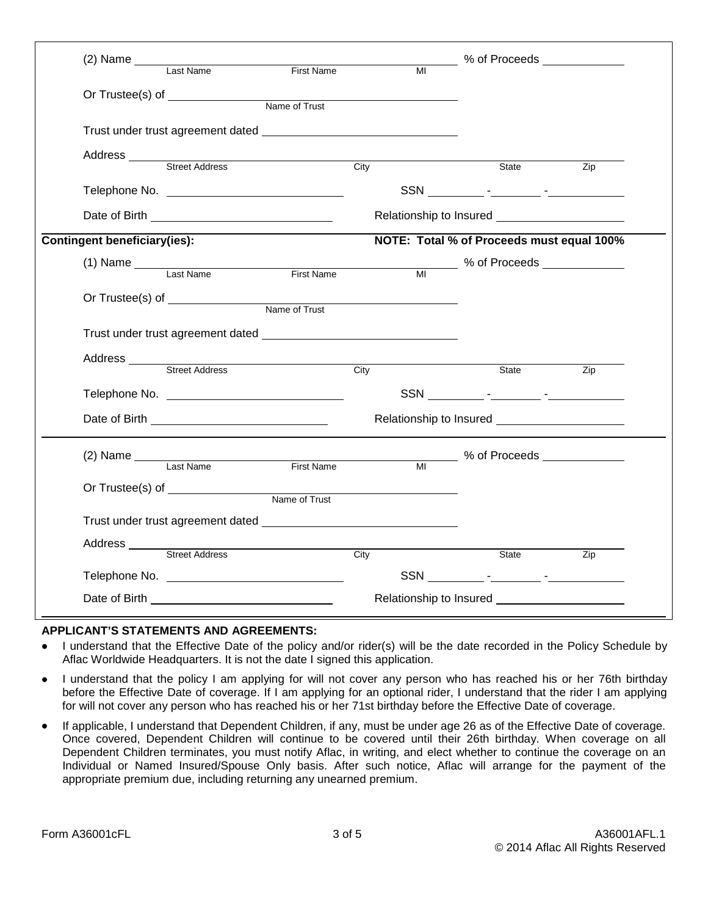(2) Name ______________________________________________ % of Proceeds ____________
Last Name First Name MI

Or Trustee(s) of ____________________________________
Name of Trust

Trust under trust agreement dated ______________________

Address ________________________________________________________________
Street Address City State Zip

Telephone No. ______________________ SSN ________ - _______ - __________

Date of Birth ______________________ Relationship to Insured ________________

**Contingent beneficiary(ies):** **NOTE: Total % of Proceeds must equal 100%**

(1) Name ______________________________________________ % of Proceeds ____________
Last Name First Name MI

Or Trustee(s) of ____________________________________
Name of Trust

Trust under trust agreement dated ______________________

Address ________________________________________________________________
Street Address City State Zip

Telephone No. ______________________ SSN ________ - _______ - __________

Date of Birth ______________________ Relationship to Insured ________________

(2) Name ______________________________________________ % of Proceeds ____________
Last Name First Name MI

Or Trustee(s) of ____________________________________
Name of Trust

Trust under trust agreement dated ______________________

Address ________________________________________________________________
Street Address City State Zip

Telephone No. ______________________ SSN ________ - _______ - __________

Date of Birth ______________________ Relationship to Insured ________________

**APPLICANT'S STATEMENTS AND AGREEMENTS:**

- I understand that the Effective Date of the policy and/or rider(s) will be the date recorded in the Policy Schedule by Aflac Worldwide Headquarters. It is not the date I signed this application.
- I understand that the policy I am applying for will not cover any person who has reached his or her 76th birthday before the Effective Date of coverage. If I am applying for an optional rider, I understand that the rider I am applying for will not cover any person who has reached his or her 71st birthday before the Effective Date of coverage.
- If applicable, I understand that Dependent Children, if any, must be under age 26 as of the Effective Date of coverage. Once covered, Dependent Children will continue to be covered until their 26th birthday. When coverage on all Dependent Children terminates, you must notify Aflac, in writing, and elect whether to continue the coverage on an Individual or Named Insured/Spouse Only basis. After such notice, Aflac will arrange for the payment of the appropriate premium due, including returning any unearned premium.

Form A36001cFL A36001AFL.1
© 2014 Aflac All Rights Reserved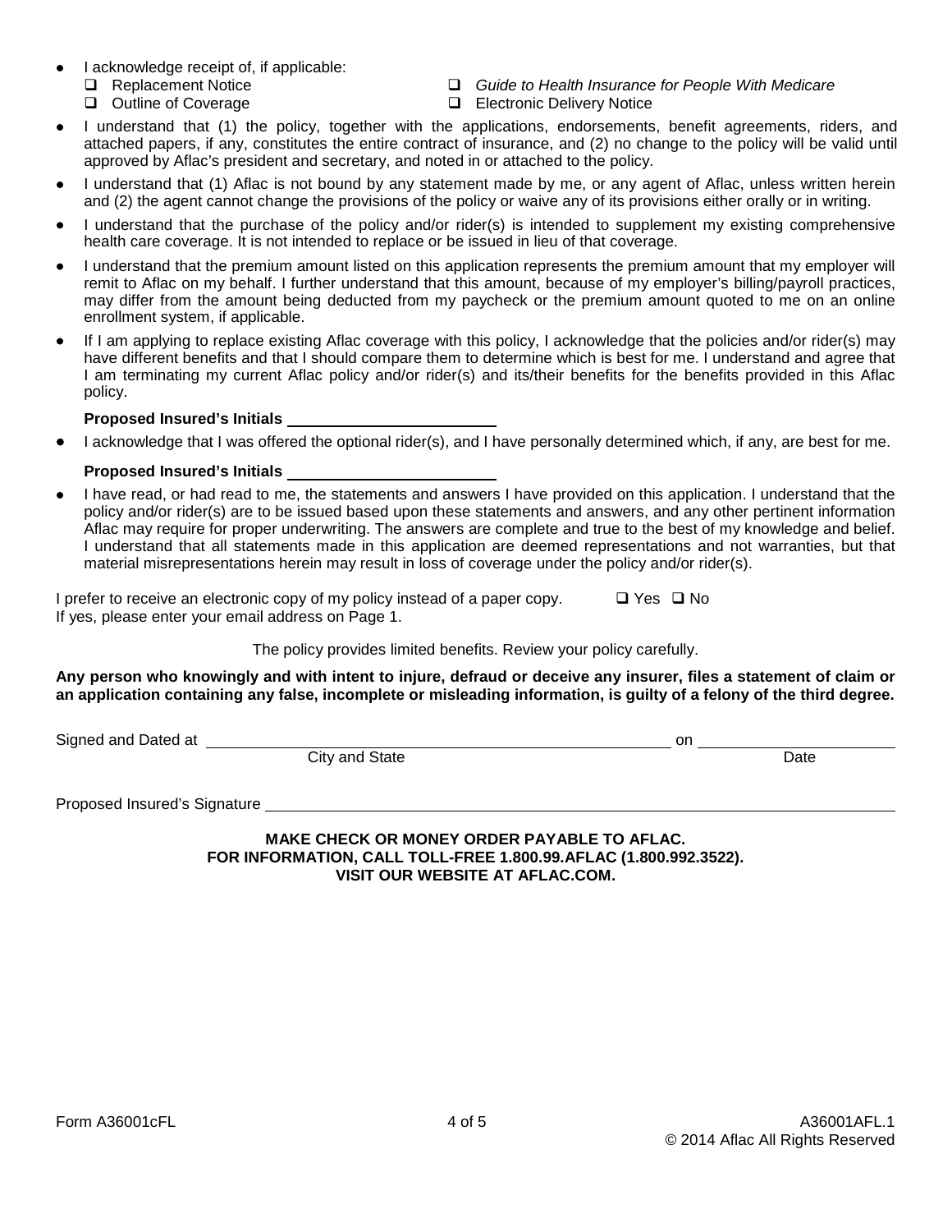- I acknowledge receipt of, if applicable:
  - ☐ Replacement Notice
  - ☐ Outline of Coverage
  - ☐ *Guide to Health Insurance for People With Medicare*
  - ☐ Electronic Delivery Notice
- I understand that (1) the policy, together with the applications, endorsements, benefit agreements, riders, and attached papers, if any, constitutes the entire contract of insurance, and (2) no change to the policy will be valid until approved by Aflac's president and secretary, and noted in or attached to the policy.
- I understand that (1) Aflac is not bound by any statement made by me, or any agent of Aflac, unless written herein and (2) the agent cannot change the provisions of the policy or waive any of its provisions either orally or in writing.
- I understand that the purchase of the policy and/or rider(s) is intended to supplement my existing comprehensive health care coverage. It is not intended to replace or be issued in lieu of that coverage.
- I understand that the premium amount listed on this application represents the premium amount that my employer will remit to Aflac on my behalf. I further understand that this amount, because of my employer's billing/payroll practices, may differ from the amount being deducted from my paycheck or the premium amount quoted to me on an online enrollment system, if applicable.
- If I am applying to replace existing Aflac coverage with this policy, I acknowledge that the policies and/or rider(s) may have different benefits and that I should compare them to determine which is best for me. I understand and agree that I am terminating my current Aflac policy and/or rider(s) and its/their benefits for the benefits provided in this Aflac policy.

  **Proposed Insured's Initials** ________________________

- I acknowledge that I was offered the optional rider(s), and I have personally determined which, if any, are best for me.

  **Proposed Insured's Initials** ________________________

- I have read, or had read to me, the statements and answers I have provided on this application. I understand that the policy and/or rider(s) are to be issued based upon these statements and answers, and any other pertinent information Aflac may require for proper underwriting. The answers are complete and true to the best of my knowledge and belief. I understand that all statements made in this application are deemed representations and not warranties, but that material misrepresentations herein may result in loss of coverage under the policy and/or rider(s).

I prefer to receive an electronic copy of my policy instead of a paper copy. ☐ Yes ☐ No
If yes, please enter your email address on Page 1.

The policy provides limited benefits. Review your policy carefully.

**Any person who knowingly and with intent to injure, defraud or deceive any insurer, files a statement of claim or an application containing any false, incomplete or misleading information, is guilty of a felony of the third degree.**

Signed and Dated at ________________________________________ on ____________________
City and State Date

Proposed Insured's Signature ________________________________________________

**MAKE CHECK OR MONEY ORDER PAYABLE TO AFLAC.**
**FOR INFORMATION, CALL TOLL-FREE 1.800.99.AFLAC (1.800.992.3522).**
**VISIT OUR WEBSITE AT AFLAC.COM.**

Form A36001cFL A36001AFL.1
© 2014 Aflac All Rights Reserved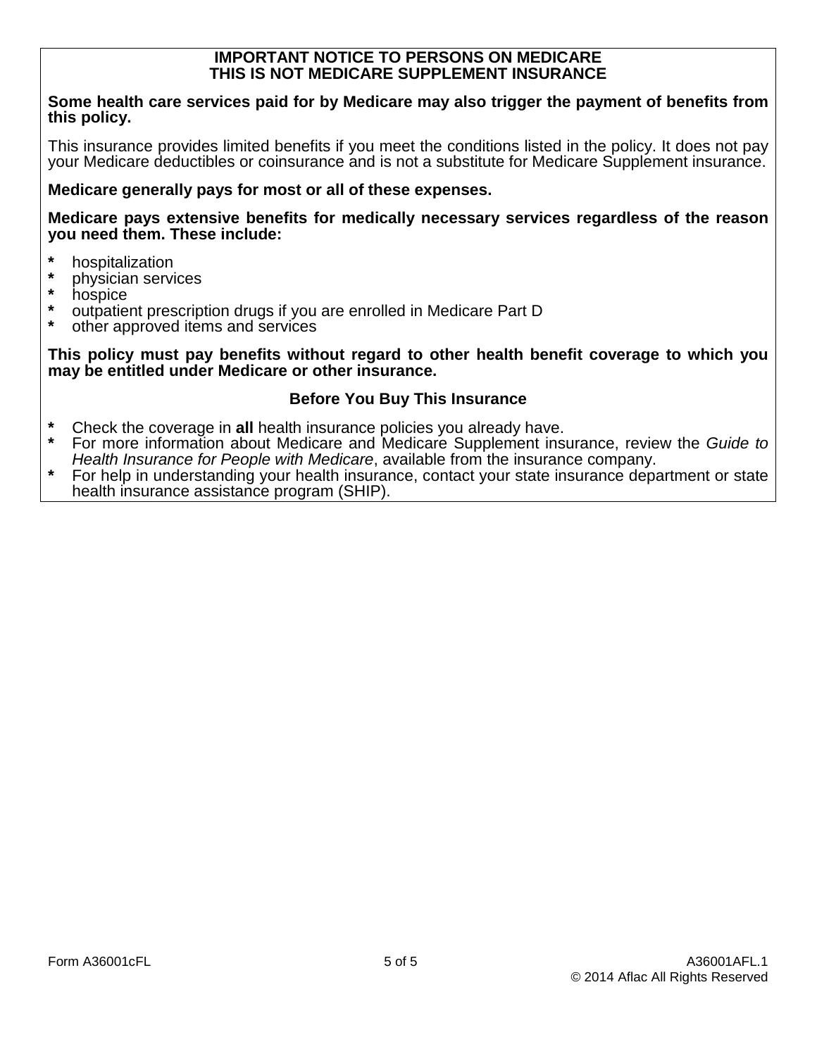## IMPORTANT NOTICE TO PERSONS ON MEDICARE
## THIS IS NOT MEDICARE SUPPLEMENT INSURANCE

**Some health care services paid for by Medicare may also trigger the payment of benefits from this policy.**

This insurance provides limited benefits if you meet the conditions listed in the policy. It does not pay your Medicare deductibles or coinsurance and is not a substitute for Medicare Supplement insurance.

**Medicare generally pays for most or all of these expenses.**

**Medicare pays extensive benefits for medically necessary services regardless of the reason you need them. These include:**

* hospitalization
* physician services
* hospice
* outpatient prescription drugs if you are enrolled in Medicare Part D
* other approved items and services

**This policy must pay benefits without regard to other health benefit coverage to which you may be entitled under Medicare or other insurance.**

### Before You Buy This Insurance

* Check the coverage in **all** health insurance policies you already have.
* For more information about Medicare and Medicare Supplement insurance, review the *Guide to Health Insurance for People with Medicare*, available from the insurance company.
* For help in understanding your health insurance, contact your state insurance department or state health insurance assistance program (SHIP).

Form A36001cFL

A36001AFL.1
© 2014 Aflac All Rights Reserved